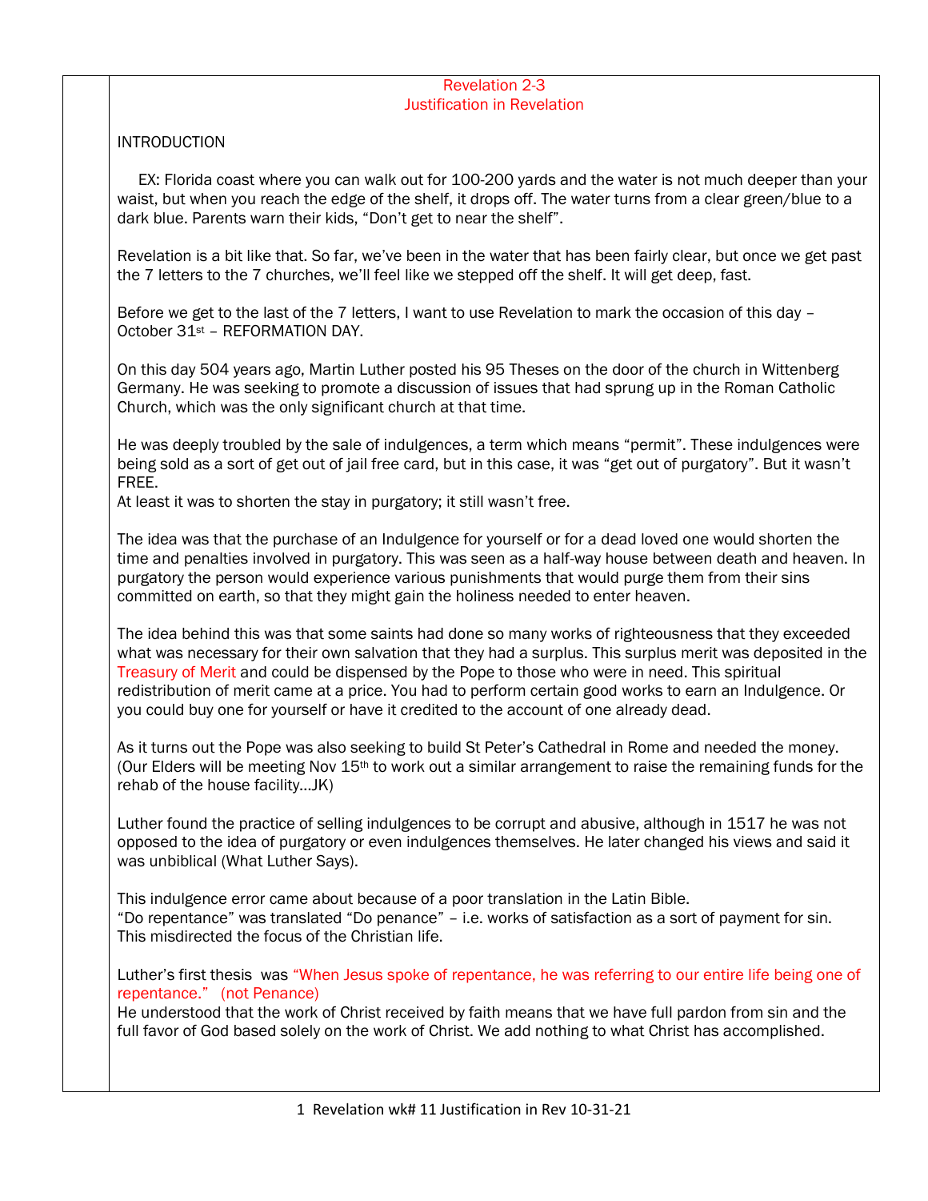# Revelation 2-3
## Justification in Revelation

INTRODUCTION

EX: Florida coast where you can walk out for 100-200 yards and the water is not much deeper than your waist, but when you reach the edge of the shelf, it drops off. The water turns from a clear green/blue to a dark blue. Parents warn their kids, "Don't get to near the shelf".

Revelation is a bit like that. So far, we've been in the water that has been fairly clear, but once we get past the 7 letters to the 7 churches, we'll feel like we stepped off the shelf. It will get deep, fast.

Before we get to the last of the 7 letters, I want to use Revelation to mark the occasion of this day – October 31st – REFORMATION DAY.

On this day 504 years ago, Martin Luther posted his 95 Theses on the door of the church in Wittenberg Germany. He was seeking to promote a discussion of issues that had sprung up in the Roman Catholic Church, which was the only significant church at that time.

He was deeply troubled by the sale of indulgences, a term which means "permit". These indulgences were being sold as a sort of get out of jail free card, but in this case, it was "get out of purgatory". But it wasn't FREE.
At least it was to shorten the stay in purgatory; it still wasn't free.

The idea was that the purchase of an Indulgence for yourself or for a dead loved one would shorten the time and penalties involved in purgatory. This was seen as a half-way house between death and heaven. In purgatory the person would experience various punishments that would purge them from their sins committed on earth, so that they might gain the holiness needed to enter heaven.

The idea behind this was that some saints had done so many works of righteousness that they exceeded what was necessary for their own salvation that they had a surplus. This surplus merit was deposited in the Treasury of Merit and could be dispensed by the Pope to those who were in need. This spiritual redistribution of merit came at a price. You had to perform certain good works to earn an Indulgence. Or you could buy one for yourself or have it credited to the account of one already dead.

As it turns out the Pope was also seeking to build St Peter's Cathedral in Rome and needed the money. (Our Elders will be meeting Nov 15th to work out a similar arrangement to raise the remaining funds for the rehab of the house facility…JK)

Luther found the practice of selling indulgences to be corrupt and abusive, although in 1517 he was not opposed to the idea of purgatory or even indulgences themselves. He later changed his views and said it was unbiblical (What Luther Says).

This indulgence error came about because of a poor translation in the Latin Bible.
"Do repentance" was translated "Do penance" – i.e. works of satisfaction as a sort of payment for sin. This misdirected the focus of the Christian life.

Luther's first thesis was "When Jesus spoke of repentance, he was referring to our entire life being one of repentance." (not Penance)
He understood that the work of Christ received by faith means that we have full pardon from sin and the full favor of God based solely on the work of Christ. We add nothing to what Christ has accomplished.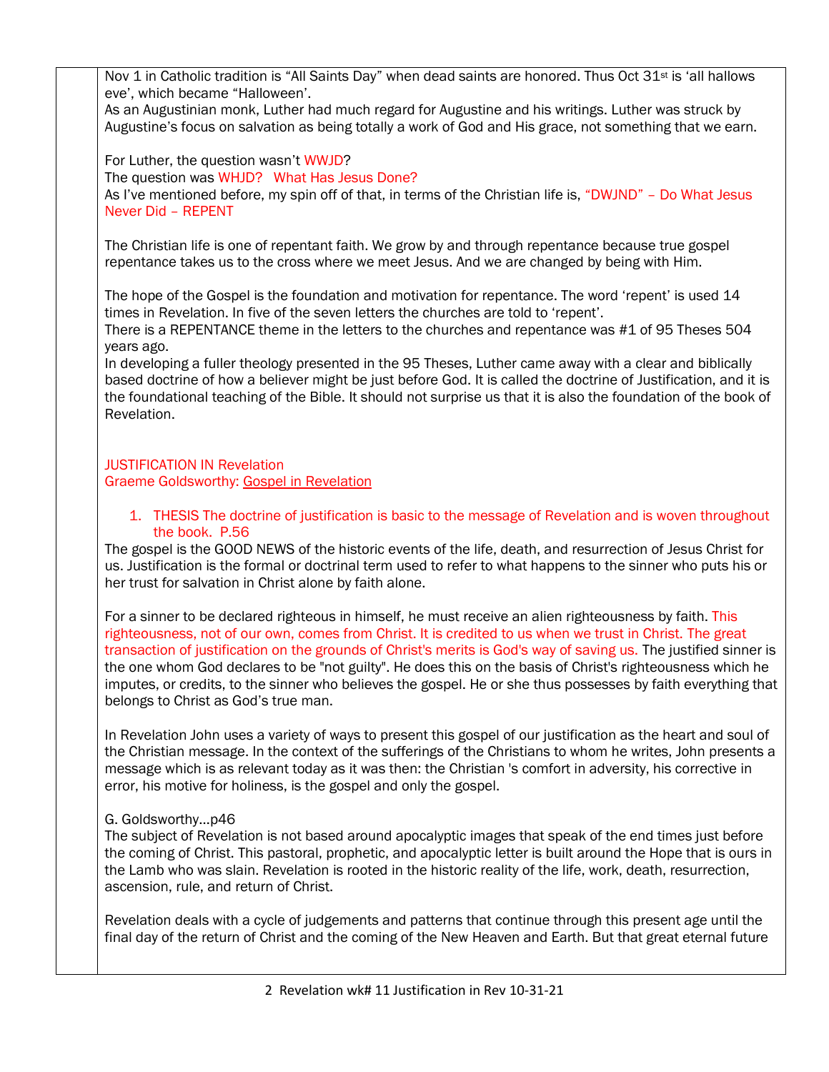Nov 1 in Catholic tradition is "All Saints Day" when dead saints are honored. Thus Oct 31st is 'all hallows eve', which became "Halloween'.
As an Augustinian monk, Luther had much regard for Augustine and his writings. Luther was struck by Augustine's focus on salvation as being totally a work of God and His grace, not something that we earn.

For Luther, the question wasn't WWJD?
The question was WHJD? What Has Jesus Done?
As I've mentioned before, my spin off of that, in terms of the Christian life is, "DWJND" – Do What Jesus Never Did – REPENT

The Christian life is one of repentant faith. We grow by and through repentance because true gospel repentance takes us to the cross where we meet Jesus. And we are changed by being with Him.

The hope of the Gospel is the foundation and motivation for repentance. The word 'repent' is used 14 times in Revelation. In five of the seven letters the churches are told to 'repent'.
There is a REPENTANCE theme in the letters to the churches and repentance was #1 of 95 Theses 504 years ago.
In developing a fuller theology presented in the 95 Theses, Luther came away with a clear and biblically based doctrine of how a believer might be just before God. It is called the doctrine of Justification, and it is the foundational teaching of the Bible. It should not surprise us that it is also the foundation of the book of Revelation.

JUSTIFICATION IN Revelation
Graeme Goldsworthy: <u>Gospel in Revelation</u>

1. THESIS The doctrine of justification is basic to the message of Revelation and is woven throughout the book. P.56

The gospel is the GOOD NEWS of the historic events of the life, death, and resurrection of Jesus Christ for us. Justification is the formal or doctrinal term used to refer to what happens to the sinner who puts his or her trust for salvation in Christ alone by faith alone.

For a sinner to be declared righteous in himself, he must receive an alien righteousness by faith. This righteousness, not of our own, comes from Christ. It is credited to us when we trust in Christ. The great transaction of justification on the grounds of Christ's merits is God's way of saving us. The justified sinner is the one whom God declares to be "not guilty". He does this on the basis of Christ's righteousness which he imputes, or credits, to the sinner who believes the gospel. He or she thus possesses by faith everything that belongs to Christ as God's true man.

In Revelation John uses a variety of ways to present this gospel of our justification as the heart and soul of the Christian message. In the context of the sufferings of the Christians to whom he writes, John presents a message which is as relevant today as it was then: the Christian 's comfort in adversity, his corrective in error, his motive for holiness, is the gospel and only the gospel.

G. Goldsworthy…p46
The subject of Revelation is not based around apocalyptic images that speak of the end times just before the coming of Christ. This pastoral, prophetic, and apocalyptic letter is built around the Hope that is ours in the Lamb who was slain. Revelation is rooted in the historic reality of the life, work, death, resurrection, ascension, rule, and return of Christ.

Revelation deals with a cycle of judgements and patterns that continue through this present age until the final day of the return of Christ and the coming of the New Heaven and Earth. But that great eternal future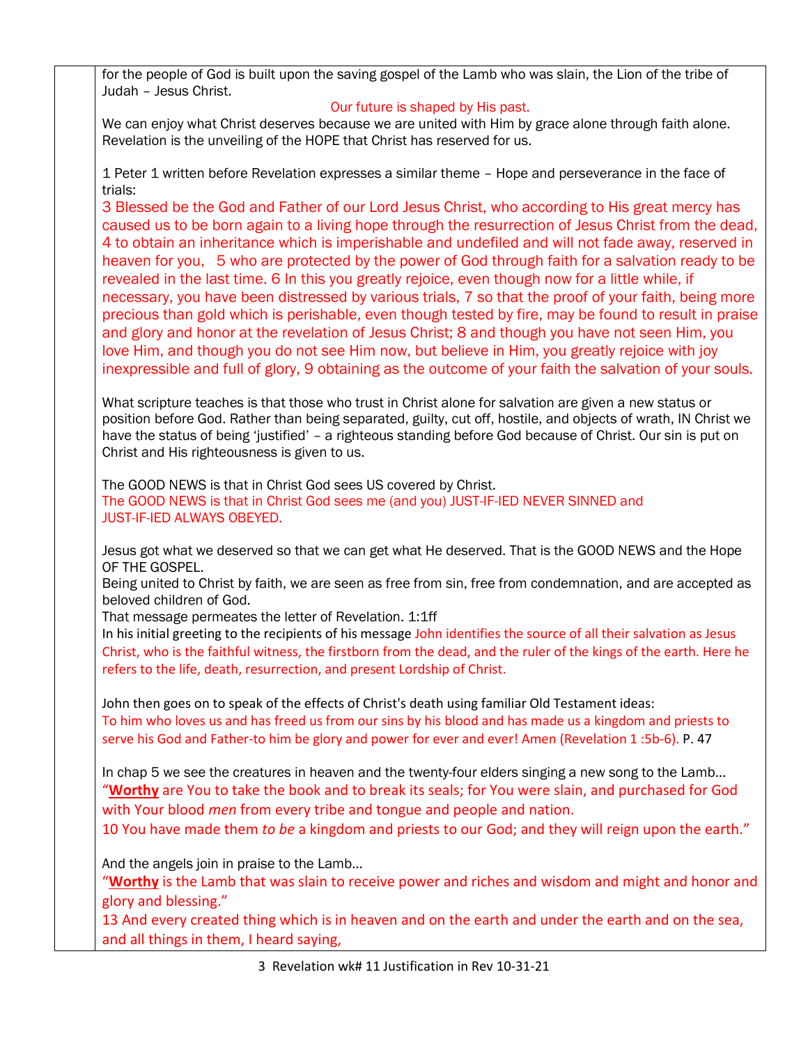for the people of God is built upon the saving gospel of the Lamb who was slain, the Lion of the tribe of Judah – Jesus Christ.

Our future is shaped by His past.

We can enjoy what Christ deserves because we are united with Him by grace alone through faith alone. Revelation is the unveiling of the HOPE that Christ has reserved for us.

1 Peter 1 written before Revelation expresses a similar theme – Hope and perseverance in the face of trials:

3 Blessed be the God and Father of our Lord Jesus Christ, who according to His great mercy has caused us to be born again to a living hope through the resurrection of Jesus Christ from the dead, 4 to obtain an inheritance which is imperishable and undefiled and will not fade away, reserved in heaven for you, 5 who are protected by the power of God through faith for a salvation ready to be revealed in the last time. 6 In this you greatly rejoice, even though now for a little while, if necessary, you have been distressed by various trials, 7 so that the proof of your faith, being more precious than gold which is perishable, even though tested by fire, may be found to result in praise and glory and honor at the revelation of Jesus Christ; 8 and though you have not seen Him, you love Him, and though you do not see Him now, but believe in Him, you greatly rejoice with joy inexpressible and full of glory, 9 obtaining as the outcome of your faith the salvation of your souls.

What scripture teaches is that those who trust in Christ alone for salvation are given a new status or position before God. Rather than being separated, guilty, cut off, hostile, and objects of wrath, IN Christ we have the status of being 'justified' – a righteous standing before God because of Christ. Our sin is put on Christ and His righteousness is given to us.

The GOOD NEWS is that in Christ God sees US covered by Christ.
The GOOD NEWS is that in Christ God sees me (and you) JUST-IF-IED NEVER SINNED and JUST-IF-IED ALWAYS OBEYED.

Jesus got what we deserved so that we can get what He deserved. That is the GOOD NEWS and the Hope OF THE GOSPEL.
Being united to Christ by faith, we are seen as free from sin, free from condemnation, and are accepted as beloved children of God.
That message permeates the letter of Revelation. 1:1ff
In his initial greeting to the recipients of his message John identifies the source of all their salvation as Jesus Christ, who is the faithful witness, the firstborn from the dead, and the ruler of the kings of the earth. Here he refers to the life, death, resurrection, and present Lordship of Christ.

John then goes on to speak of the effects of Christ's death using familiar Old Testament ideas:
To him who loves us and has freed us from our sins by his blood and has made us a kingdom and priests to serve his God and Father-to him be glory and power for ever and ever! Amen (Revelation 1 :5b-6). P. 47

In chap 5 we see the creatures in heaven and the twenty-four elders singing a new song to the Lamb…
"**Worthy** are You to take the book and to break its seals; for You were slain, and purchased for God with Your blood *men* from every tribe and tongue and people and nation.
10 You have made them *to be* a kingdom and priests to our God; and they will reign upon the earth."

And the angels join in praise to the Lamb…
"**Worthy** is the Lamb that was slain to receive power and riches and wisdom and might and honor and glory and blessing."
13 And every created thing which is in heaven and on the earth and under the earth and on the sea, and all things in them, I heard saying,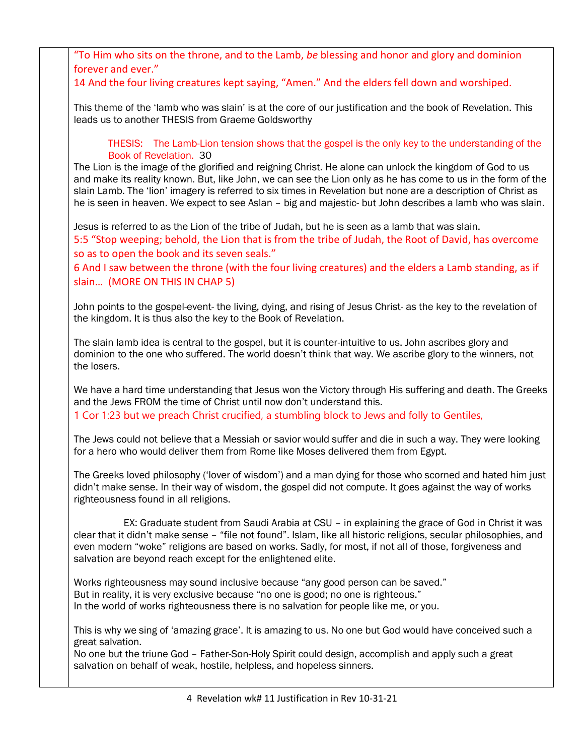"To Him who sits on the throne, and to the Lamb, *be* blessing and honor and glory and dominion forever and ever."
14 And the four living creatures kept saying, "Amen." And the elders fell down and worshiped.

This theme of the 'lamb who was slain' is at the core of our justification and the book of Revelation. This leads us to another THESIS from Graeme Goldsworthy

> THESIS: The Lamb-Lion tension shows that the gospel is the only key to the understanding of the Book of Revelation. 30

The Lion is the image of the glorified and reigning Christ. He alone can unlock the kingdom of God to us and make its reality known. But, like John, we can see the Lion only as he has come to us in the form of the slain Lamb. The 'lion' imagery is referred to six times in Revelation but none are a description of Christ as he is seen in heaven. We expect to see Aslan – big and majestic- but John describes a lamb who was slain.

Jesus is referred to as the Lion of the tribe of Judah, but he is seen as a lamb that was slain.
5:5 "Stop weeping; behold, the Lion that is from the tribe of Judah, the Root of David, has overcome so as to open the book and its seven seals."
6 And I saw between the throne (with the four living creatures) and the elders a Lamb standing, as if slain… (MORE ON THIS IN CHAP 5)

John points to the gospel-event- the living, dying, and rising of Jesus Christ- as the key to the revelation of the kingdom. It is thus also the key to the Book of Revelation.

The slain lamb idea is central to the gospel, but it is counter-intuitive to us. John ascribes glory and dominion to the one who suffered. The world doesn't think that way. We ascribe glory to the winners, not the losers.

We have a hard time understanding that Jesus won the Victory through His suffering and death. The Greeks and the Jews FROM the time of Christ until now don't understand this.
1 Cor 1:23 but we preach Christ crucified, a stumbling block to Jews and folly to Gentiles,

The Jews could not believe that a Messiah or savior would suffer and die in such a way. They were looking for a hero who would deliver them from Rome like Moses delivered them from Egypt.

The Greeks loved philosophy ('lover of wisdom') and a man dying for those who scorned and hated him just didn't make sense. In their way of wisdom, the gospel did not compute. It goes against the way of works righteousness found in all religions.

EX: Graduate student from Saudi Arabia at CSU – in explaining the grace of God in Christ it was clear that it didn't make sense – "file not found". Islam, like all historic religions, secular philosophies, and even modern "woke" religions are based on works. Sadly, for most, if not all of those, forgiveness and salvation are beyond reach except for the enlightened elite.

Works righteousness may sound inclusive because "any good person can be saved."
But in reality, it is very exclusive because "no one is good; no one is righteous."
In the world of works righteousness there is no salvation for people like me, or you.

This is why we sing of 'amazing grace'. It is amazing to us. No one but God would have conceived such a great salvation.
No one but the triune God – Father-Son-Holy Spirit could design, accomplish and apply such a great salvation on behalf of weak, hostile, helpless, and hopeless sinners.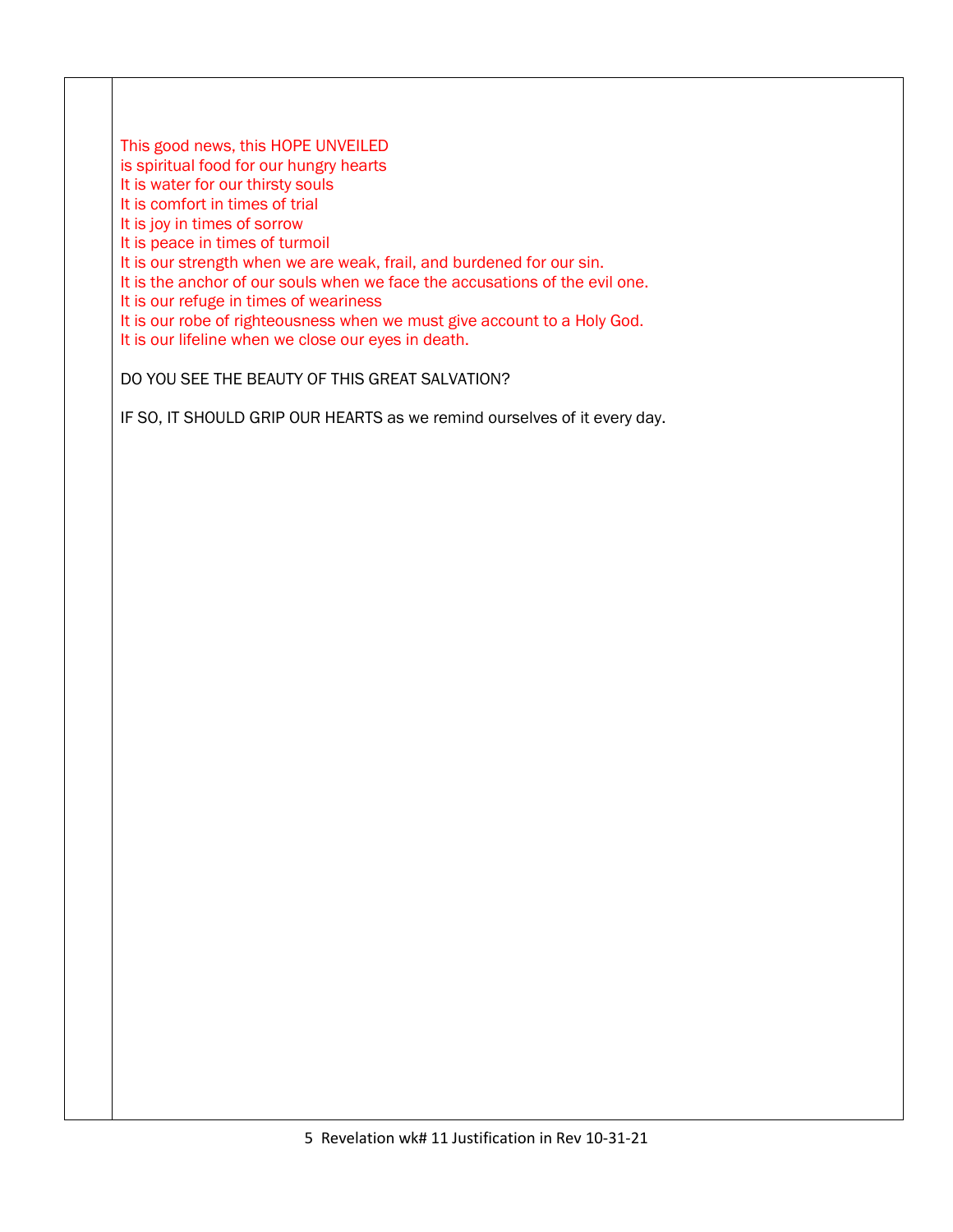This good news, this HOPE UNVEILED
is spiritual food for our hungry hearts
It is water for our thirsty souls
It is comfort in times of trial
It is joy in times of sorrow
It is peace in times of turmoil
It is our strength when we are weak, frail, and burdened for our sin.
It is the anchor of our souls when we face the accusations of the evil one.
It is our refuge in times of weariness
It is our robe of righteousness when we must give account to a Holy God.
It is our lifeline when we close our eyes in death.

DO YOU SEE THE BEAUTY OF THIS GREAT SALVATION?

IF SO, IT SHOULD GRIP OUR HEARTS as we remind ourselves of it every day.